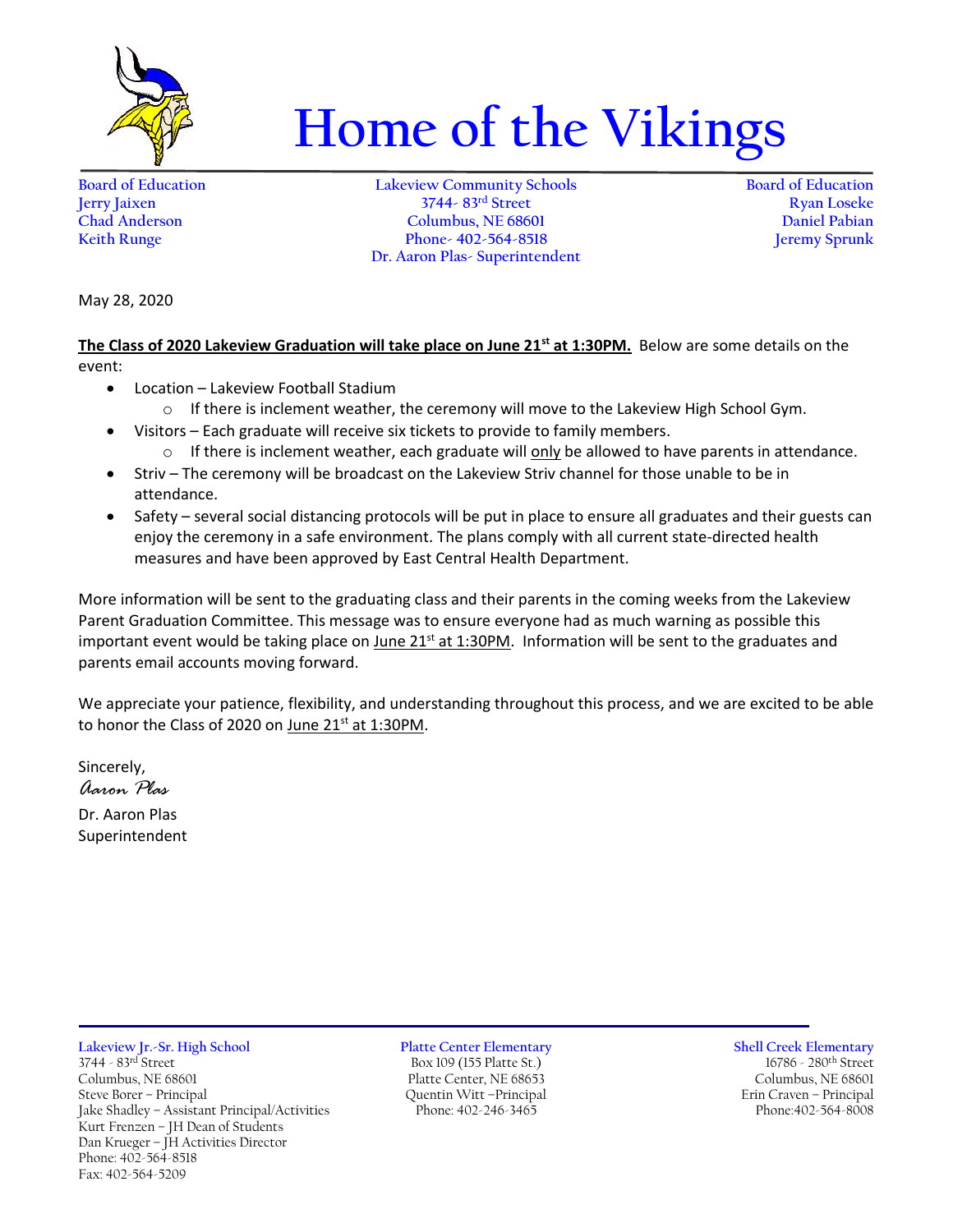# Home of the Vikings

**Board of Education**
Jerry Jaixen
Chad Anderson
Keith Runge

**Lakeview Community Schools**
3744- 83rd Street
Columbus, NE 68601
Phone- 402-564-8518
Dr. Aaron Plas- Superintendent

**Board of Education**
Ryan Loseke
Daniel Pabian
Jeremy Sprunk

May 28, 2020

**The Class of 2020 Lakeview Graduation will take place on June 21st at 1:30PM.** Below are some details on the event:

- Location – Lakeview Football Stadium
  - If there is inclement weather, the ceremony will move to the Lakeview High School Gym.
- Visitors – Each graduate will receive six tickets to provide to family members.
  - If there is inclement weather, each graduate will only be allowed to have parents in attendance.
- Striv – The ceremony will be broadcast on the Lakeview Striv channel for those unable to be in attendance.
- Safety – several social distancing protocols will be put in place to ensure all graduates and their guests can enjoy the ceremony in a safe environment. The plans comply with all current state-directed health measures and have been approved by East Central Health Department.

More information will be sent to the graduating class and their parents in the coming weeks from the Lakeview Parent Graduation Committee. This message was to ensure everyone had as much warning as possible this important event would be taking place on June 21st at 1:30PM. Information will be sent to the graduates and parents email accounts moving forward.

We appreciate your patience, flexibility, and understanding throughout this process, and we are excited to be able to honor the Class of 2020 on June 21st at 1:30PM.

Sincerely,
*Aaron Plas*
Dr. Aaron Plas
Superintendent

**Lakeview Jr.-Sr. High School**
3744 - 83rd Street
Columbus, NE 68601
Steve Borer – Principal
Jake Shadley – Assistant Principal/Activities
Kurt Frenzen – JH Dean of Students
Dan Krueger – JH Activities Director
Phone: 402-564-8518
Fax: 402-564-5209

**Platte Center Elementary**
Box 109 (155 Platte St.)
Platte Center, NE 68653
Quentin Witt –Principal
Phone: 402-246-3465

**Shell Creek Elementary**
16786 - 280th Street
Columbus, NE 68601
Erin Craven – Principal
Phone:402-564-8008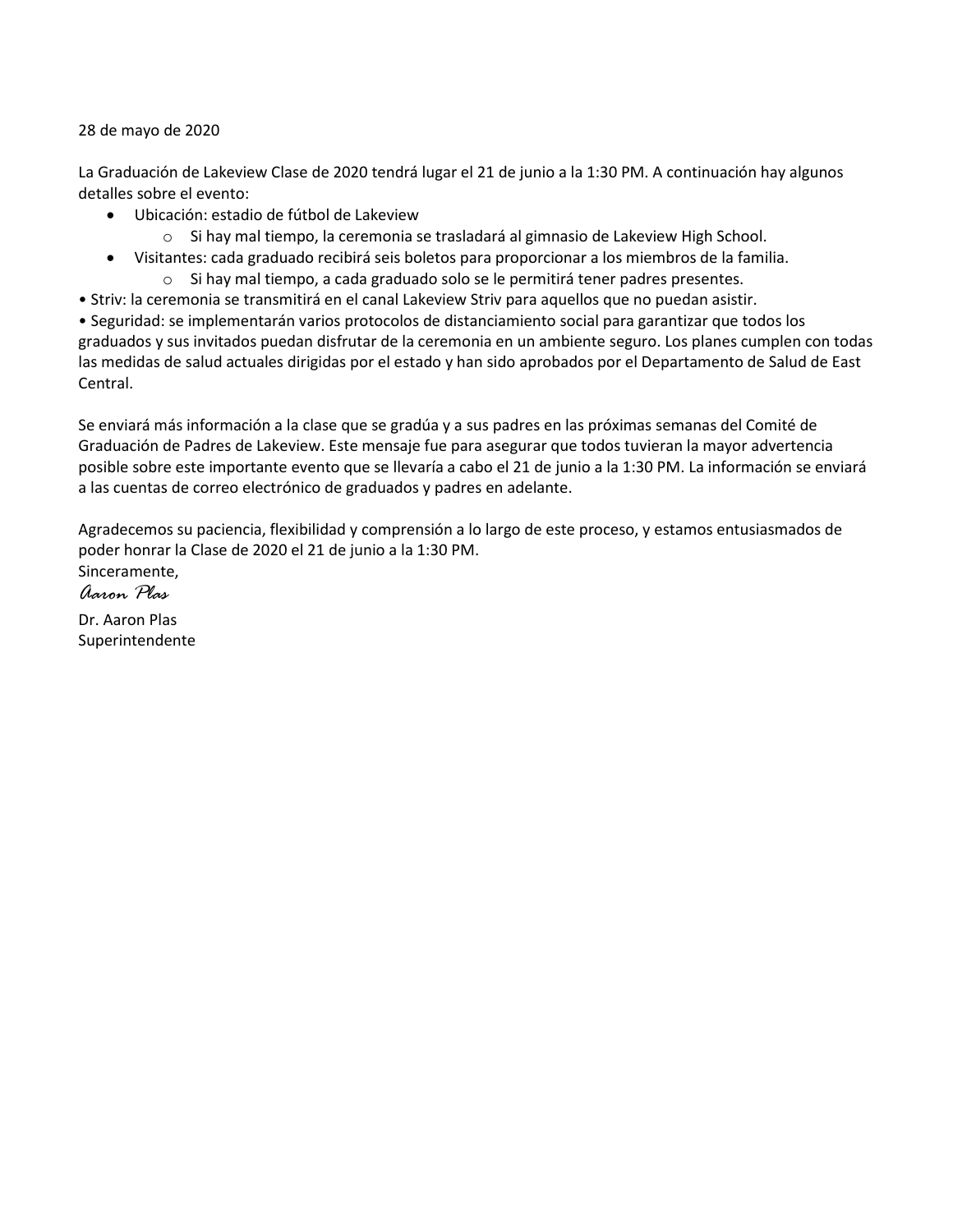28 de mayo de 2020

La Graduación de Lakeview Clase de 2020 tendrá lugar el 21 de junio a la 1:30 PM. A continuación hay algunos detalles sobre el evento:

- Ubicación: estadio de fútbol de Lakeview
  - Si hay mal tiempo, la ceremonia se trasladará al gimnasio de Lakeview High School.
- Visitantes: cada graduado recibirá seis boletos para proporcionar a los miembros de la familia.
  - Si hay mal tiempo, a cada graduado solo se le permitirá tener padres presentes.
- Striv: la ceremonia se transmitirá en el canal Lakeview Striv para aquellos que no puedan asistir.
- Seguridad: se implementarán varios protocolos de distanciamiento social para garantizar que todos los graduados y sus invitados puedan disfrutar de la ceremonia en un ambiente seguro. Los planes cumplen con todas las medidas de salud actuales dirigidas por el estado y han sido aprobados por el Departamento de Salud de East Central.

Se enviará más información a la clase que se gradúa y a sus padres en las próximas semanas del Comité de Graduación de Padres de Lakeview. Este mensaje fue para asegurar que todos tuvieran la mayor advertencia posible sobre este importante evento que se llevaría a cabo el 21 de junio a la 1:30 PM. La información se enviará a las cuentas de correo electrónico de graduados y padres en adelante.

Agradecemos su paciencia, flexibilidad y comprensión a lo largo de este proceso, y estamos entusiasmados de poder honrar la Clase de 2020 el 21 de junio a la 1:30 PM.

Sinceramente,

*Aaron Plas*

Dr. Aaron Plas
Superintendente